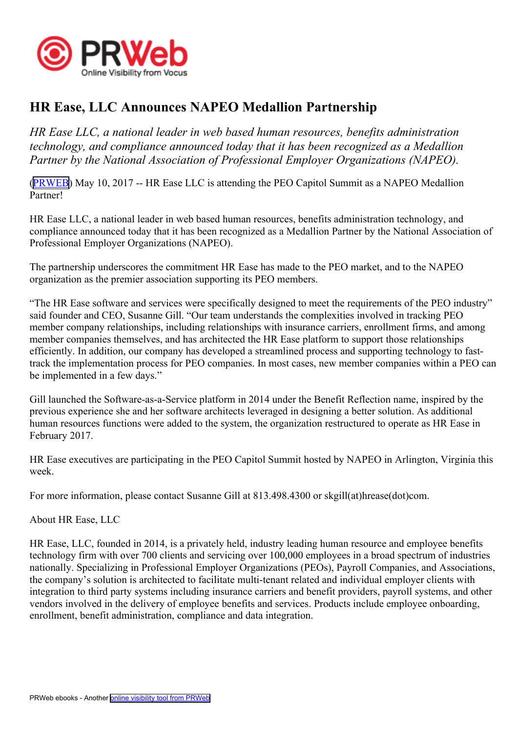# HR Ease, LLC Announces NAPEO Medallion Partnership

*HR Ease LLC, a national leader in web based human resources, benefits administration technology, and compliance announced today that it has been recognized as a Medallion Partner by the National Association of Professional Employer Organizations (NAPEO).*

(PRWEB) May 10, 2017 -- HR Ease LLC is attending the PEO Capitol Summit as a NAPEO Medallion Partner!

HR Ease LLC, a national leader in web based human resources, benefits administration technology, and compliance announced today that it has been recognized as a Medallion Partner by the National Association of Professional Employer Organizations (NAPEO).

The partnership underscores the commitment HR Ease has made to the PEO market, and to the NAPEO organization as the premier association supporting its PEO members.

"The HR Ease software and services were specifically designed to meet the requirements of the PEO industry" said founder and CEO, Susanne Gill. "Our team understands the complexities involved in tracking PEO member company relationships, including relationships with insurance carriers, enrollment firms, and among member companies themselves, and has architected the HR Ease platform to support those relationships efficiently. In addition, our company has developed a streamlined process and supporting technology to fast-track the implementation process for PEO companies. In most cases, new member companies within a PEO can be implemented in a few days."

Gill launched the Software-as-a-Service platform in 2014 under the Benefit Reflection name, inspired by the previous experience she and her software architects leveraged in designing a better solution. As additional human resources functions were added to the system, the organization restructured to operate as HR Ease in February 2017.

HR Ease executives are participating in the PEO Capitol Summit hosted by NAPEO in Arlington, Virginia this week.

For more information, please contact Susanne Gill at 813.498.4300 or skgill(at)hrease(dot)com.

About HR Ease, LLC

HR Ease, LLC, founded in 2014, is a privately held, industry leading human resource and employee benefits technology firm with over 700 clients and servicing over 100,000 employees in a broad spectrum of industries nationally. Specializing in Professional Employer Organizations (PEOs), Payroll Companies, and Associations, the company's solution is architected to facilitate multi-tenant related and individual employer clients with integration to third party systems including insurance carriers and benefit providers, payroll systems, and other vendors involved in the delivery of employee benefits and services. Products include employee onboarding, enrollment, benefit administration, compliance and data integration.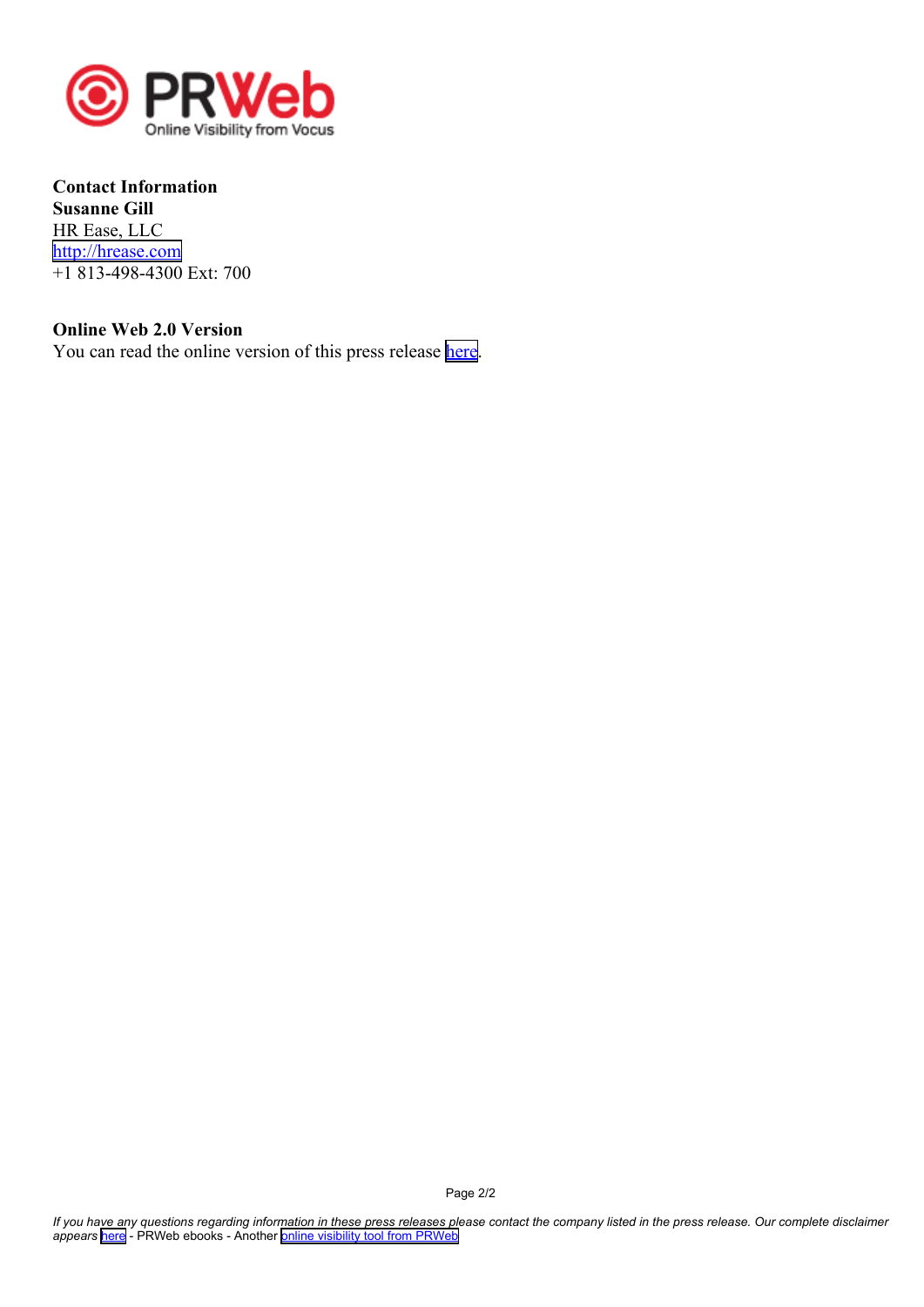**Contact Information**
**Susanne Gill**
HR Ease, LLC
http://hrease.com
+1 813-498-4300 Ext: 700

**Online Web 2.0 Version**
You can read the online version of this press release here.

*If you have any questions regarding information in these press releases please contact the company listed in the press release. Our complete disclaimer appears* here - PRWeb ebooks - Another online visibility tool from PRWeb